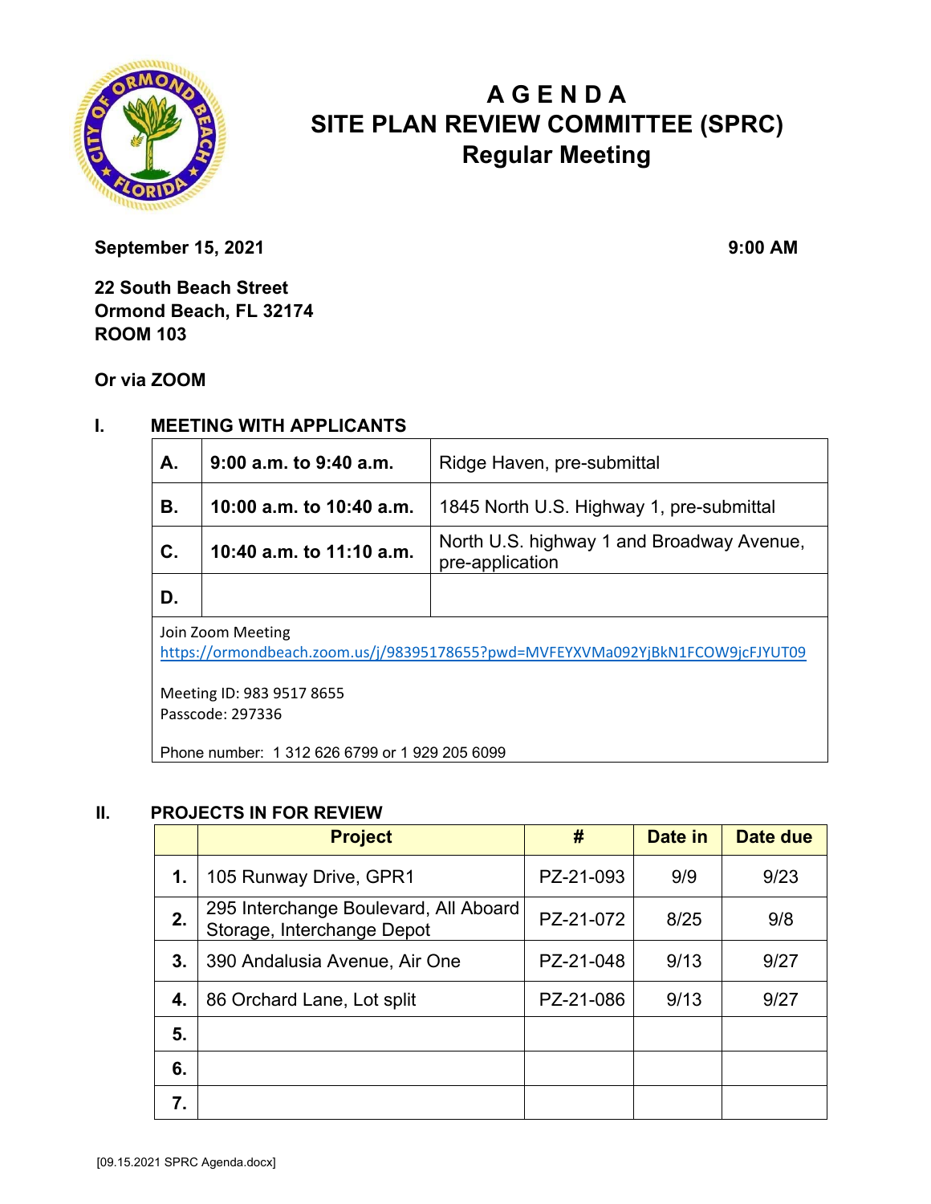# AGENDA
# SITE PLAN REVIEW COMMITTEE (SPRC)
## Regular Meeting

**September 15, 2021** **9:00 AM**

**22 South Beach Street**
**Ormond Beach, FL 32174**
**ROOM 103**

**Or via ZOOM**

## I. MEETING WITH APPLICANTS

| | | |
|---|---|---|
| **A.** | **9:00 a.m. to 9:40 a.m.** | Ridge Haven, pre-submittal |
| **B.** | **10:00 a.m. to 10:40 a.m.** | 1845 North U.S. Highway 1, pre-submittal |
| **C.** | **10:40 a.m. to 11:10 a.m.** | North U.S. highway 1 and Broadway Avenue, pre-application |
| **D.** | | |

Join Zoom Meeting
https://ormondbeach.zoom.us/j/98395178655?pwd=MVFEYXVMa092YjBkN1FCOW9jcFJYUT09

Meeting ID: 983 9517 8655
Passcode: 297336

Phone number: 1 312 626 6799 or 1 929 205 6099

## II. PROJECTS IN FOR REVIEW

| | Project | # | Date in | Date due |
|---|---|---|---|---|
| **1.** | 105 Runway Drive, GPR1 | PZ-21-093 | 9/9 | 9/23 |
| **2.** | 295 Interchange Boulevard, All Aboard Storage, Interchange Depot | PZ-21-072 | 8/25 | 9/8 |
| **3.** | 390 Andalusia Avenue, Air One | PZ-21-048 | 9/13 | 9/27 |
| **4.** | 86 Orchard Lane, Lot split | PZ-21-086 | 9/13 | 9/27 |
| **5.** | | | | |
| **6.** | | | | |
| **7.** | | | | |

[09.15.2021 SPRC Agenda.docx]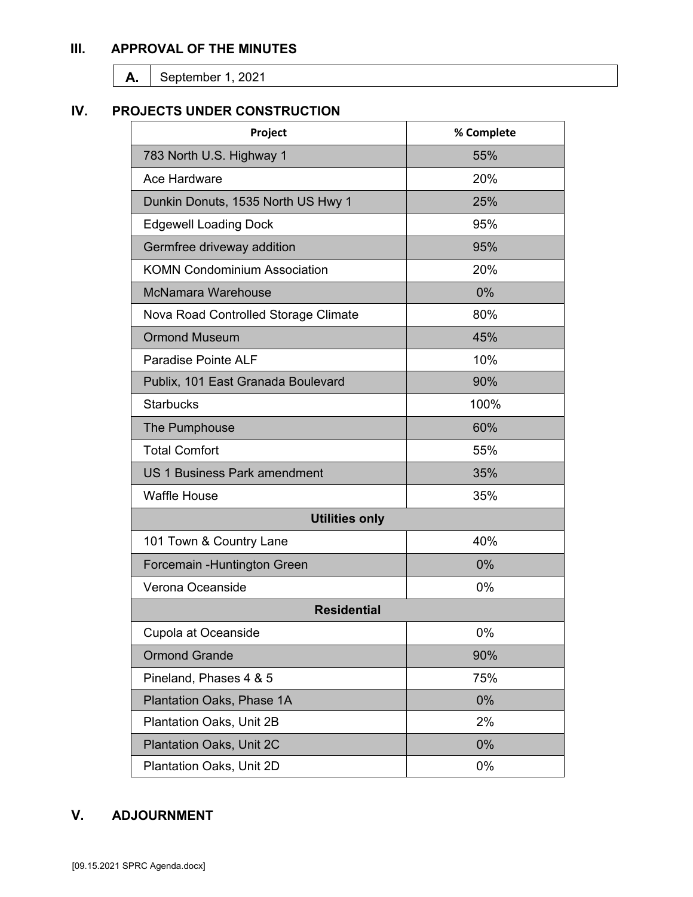## III. APPROVAL OF THE MINUTES

| | |
|---|---|
| **A.** | September 1, 2021 |

## IV. PROJECTS UNDER CONSTRUCTION

| Project | % Complete |
|---|---|
| 783 North U.S. Highway 1 | 55% |
| Ace Hardware | 20% |
| Dunkin Donuts, 1535 North US Hwy 1 | 25% |
| Edgewell Loading Dock | 95% |
| Germfree driveway addition | 95% |
| KOMN Condominium Association | 20% |
| McNamara Warehouse | 0% |
| Nova Road Controlled Storage Climate | 80% |
| Ormond Museum | 45% |
| Paradise Pointe ALF | 10% |
| Publix, 101 East Granada Boulevard | 90% |
| Starbucks | 100% |
| The Pumphouse | 60% |
| Total Comfort | 55% |
| US 1 Business Park amendment | 35% |
| Waffle House | 35% |
| **Utilities only** | |
| 101 Town & Country Lane | 40% |
| Forcemain -Huntington Green | 0% |
| Verona Oceanside | 0% |
| **Residential** | |
| Cupola at Oceanside | 0% |
| Ormond Grande | 90% |
| Pineland, Phases 4 & 5 | 75% |
| Plantation Oaks, Phase 1A | 0% |
| Plantation Oaks, Unit 2B | 2% |
| Plantation Oaks, Unit 2C | 0% |
| Plantation Oaks, Unit 2D | 0% |

## V. ADJOURNMENT

[09.15.2021 SPRC Agenda.docx]